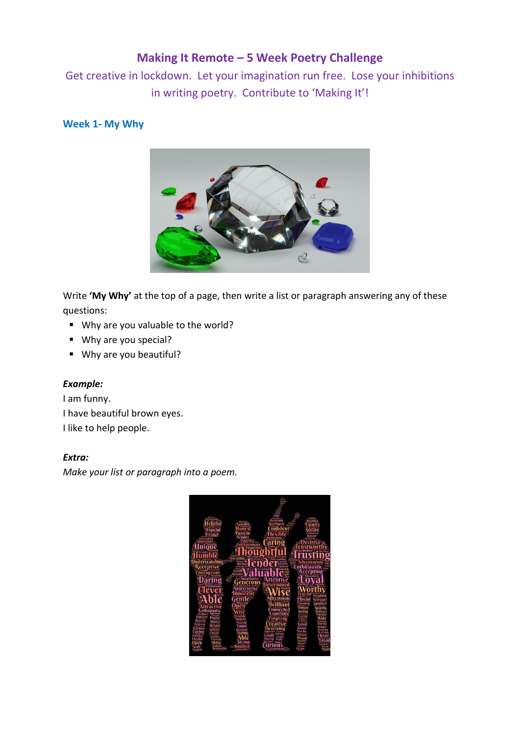# Making It Remote – 5 Week Poetry Challenge

Get creative in lockdown. Let your imagination run free. Lose your inhibitions in writing poetry. Contribute to 'Making It'!

## Week 1- My Why

Write **'My Why'** at the top of a page, then write a list or paragraph answering any of these questions:

- Why are you valuable to the world?
- Why are you special?
- Why are you beautiful?

***Example:***

I am funny.
I have beautiful brown eyes.
I like to help people.

***Extra:***

*Make your list or paragraph into a poem.*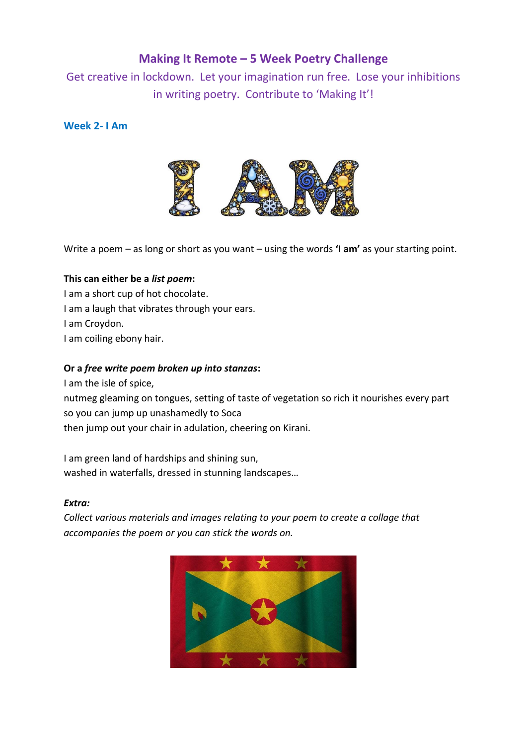# Making It Remote – 5 Week Poetry Challenge

Get creative in lockdown. Let your imagination run free. Lose your inhibitions in writing poetry. Contribute to 'Making It'!

## Week 2- I Am

Write a poem – as long or short as you want – using the words **'I am'** as your starting point.

**This can either be a *list poem*:**

I am a short cup of hot chocolate.
I am a laugh that vibrates through your ears.
I am Croydon.
I am coiling ebony hair.

**Or a *free write poem broken up into stanzas*:**

I am the isle of spice,
nutmeg gleaming on tongues, setting of taste of vegetation so rich it nourishes every part
so you can jump up unashamedly to Soca
then jump out your chair in adulation, cheering on Kirani.

I am green land of hardships and shining sun,
washed in waterfalls, dressed in stunning landscapes…

***Extra:***

*Collect various materials and images relating to your poem to create a collage that accompanies the poem or you can stick the words on.*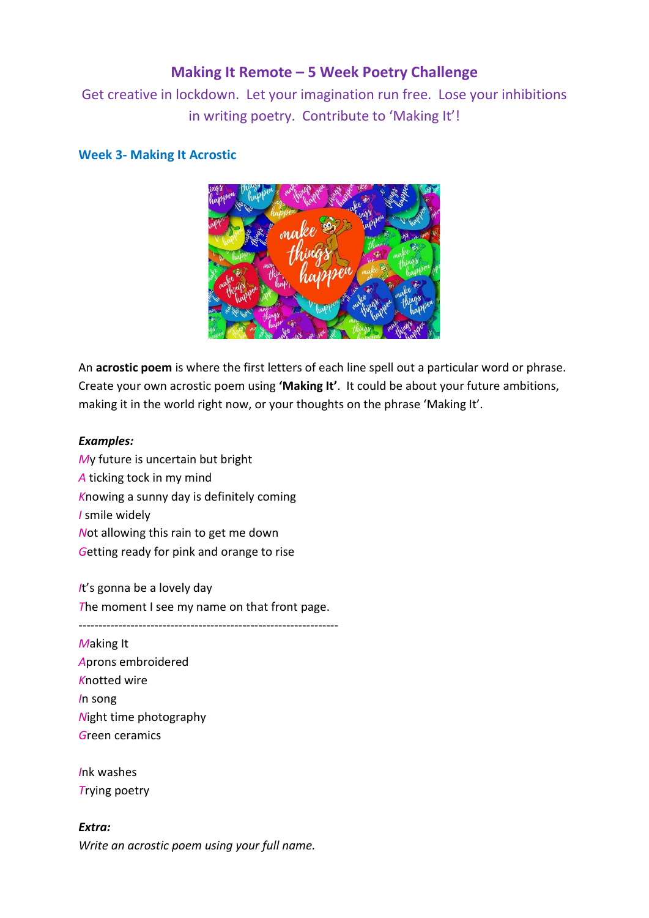# Making It Remote – 5 Week Poetry Challenge

Get creative in lockdown. Let your imagination run free. Lose your inhibitions in writing poetry. Contribute to 'Making It'!

## Week 3- Making It Acrostic

An **acrostic poem** is where the first letters of each line spell out a particular word or phrase. Create your own acrostic poem using **'Making It'**. It could be about your future ambitions, making it in the world right now, or your thoughts on the phrase 'Making It'.

***Examples:***

*M*y future is uncertain but bright
*A* ticking tock in my mind
*K*nowing a sunny day is definitely coming
*I* smile widely
*N*ot allowing this rain to get me down
*G*etting ready for pink and orange to rise

*I*t's gonna be a lovely day
*T*he moment I see my name on that front page.

-----------------------------------------------------------------

*M*aking It
*A*prons embroidered
*K*notted wire
*I*n song
*N*ight time photography
*G*reen ceramics

*I*nk washes
*T*rying poetry

***Extra:***

*Write an acrostic poem using your full name.*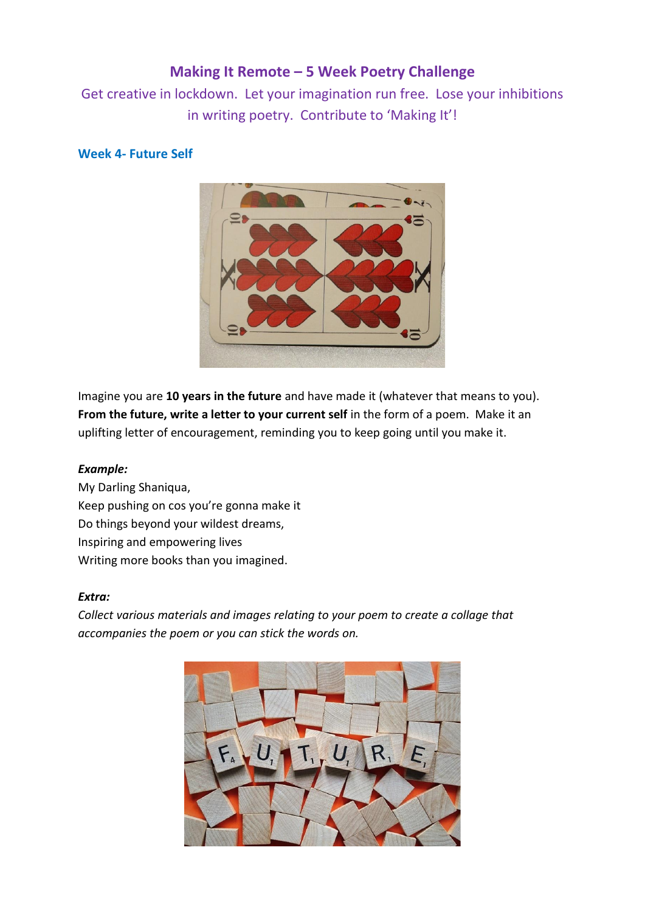## Making It Remote – 5 Week Poetry Challenge

Get creative in lockdown. Let your imagination run free. Lose your inhibitions in writing poetry. Contribute to 'Making It'!

### Week 4- Future Self

Imagine you are **10 years in the future** and have made it (whatever that means to you). **From the future, write a letter to your current self** in the form of a poem. Make it an uplifting letter of encouragement, reminding you to keep going until you make it.

***Example:***

My Darling Shaniqua,
Keep pushing on cos you're gonna make it
Do things beyond your wildest dreams,
Inspiring and empowering lives
Writing more books than you imagined.

***Extra:***

*Collect various materials and images relating to your poem to create a collage that accompanies the poem or you can stick the words on.*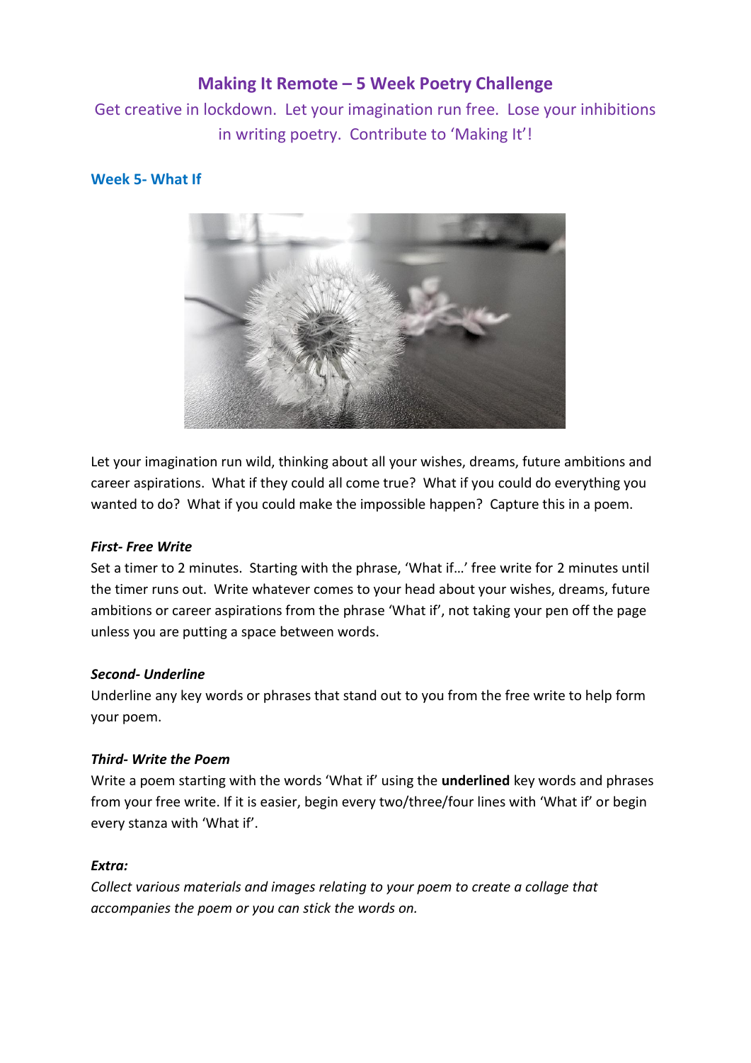## Making It Remote – 5 Week Poetry Challenge

Get creative in lockdown. Let your imagination run free. Lose your inhibitions in writing poetry. Contribute to 'Making It'!

### Week 5- What If

Let your imagination run wild, thinking about all your wishes, dreams, future ambitions and career aspirations. What if they could all come true? What if you could do everything you wanted to do? What if you could make the impossible happen? Capture this in a poem.

***First- Free Write***

Set a timer to 2 minutes. Starting with the phrase, 'What if…' free write for 2 minutes until the timer runs out. Write whatever comes to your head about your wishes, dreams, future ambitions or career aspirations from the phrase 'What if', not taking your pen off the page unless you are putting a space between words.

***Second- Underline***

Underline any key words or phrases that stand out to you from the free write to help form your poem.

***Third- Write the Poem***

Write a poem starting with the words 'What if' using the **underlined** key words and phrases from your free write. If it is easier, begin every two/three/four lines with 'What if' or begin every stanza with 'What if'.

***Extra:***

*Collect various materials and images relating to your poem to create a collage that accompanies the poem or you can stick the words on.*